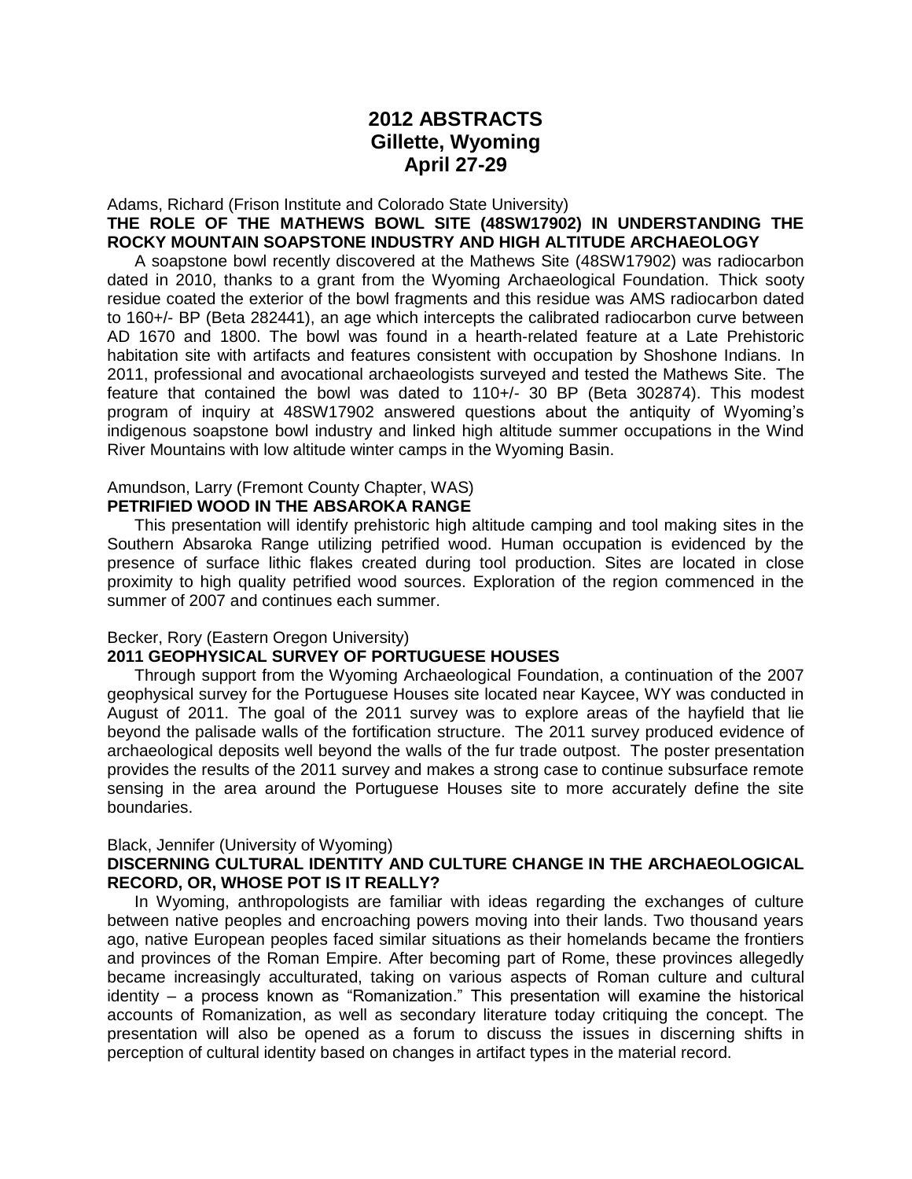# 2012 ABSTRACTS
# Gillette, Wyoming
# April 27-29

Adams, Richard (Frison Institute and Colorado State University)

**THE ROLE OF THE MATHEWS BOWL SITE (48SW17902) IN UNDERSTANDING THE ROCKY MOUNTAIN SOAPSTONE INDUSTRY AND HIGH ALTITUDE ARCHAEOLOGY**

A soapstone bowl recently discovered at the Mathews Site (48SW17902) was radiocarbon dated in 2010, thanks to a grant from the Wyoming Archaeological Foundation. Thick sooty residue coated the exterior of the bowl fragments and this residue was AMS radiocarbon dated to 160+/- BP (Beta 282441), an age which intercepts the calibrated radiocarbon curve between AD 1670 and 1800. The bowl was found in a hearth-related feature at a Late Prehistoric habitation site with artifacts and features consistent with occupation by Shoshone Indians. In 2011, professional and avocational archaeologists surveyed and tested the Mathews Site. The feature that contained the bowl was dated to 110+/- 30 BP (Beta 302874). This modest program of inquiry at 48SW17902 answered questions about the antiquity of Wyoming's indigenous soapstone bowl industry and linked high altitude summer occupations in the Wind River Mountains with low altitude winter camps in the Wyoming Basin.

Amundson, Larry (Fremont County Chapter, WAS)

**PETRIFIED WOOD IN THE ABSAROKA RANGE**

This presentation will identify prehistoric high altitude camping and tool making sites in the Southern Absaroka Range utilizing petrified wood. Human occupation is evidenced by the presence of surface lithic flakes created during tool production. Sites are located in close proximity to high quality petrified wood sources. Exploration of the region commenced in the summer of 2007 and continues each summer.

Becker, Rory (Eastern Oregon University)

**2011 GEOPHYSICAL SURVEY OF PORTUGUESE HOUSES**

Through support from the Wyoming Archaeological Foundation, a continuation of the 2007 geophysical survey for the Portuguese Houses site located near Kaycee, WY was conducted in August of 2011. The goal of the 2011 survey was to explore areas of the hayfield that lie beyond the palisade walls of the fortification structure. The 2011 survey produced evidence of archaeological deposits well beyond the walls of the fur trade outpost. The poster presentation provides the results of the 2011 survey and makes a strong case to continue subsurface remote sensing in the area around the Portuguese Houses site to more accurately define the site boundaries.

Black, Jennifer (University of Wyoming)

**DISCERNING CULTURAL IDENTITY AND CULTURE CHANGE IN THE ARCHAEOLOGICAL RECORD, OR, WHOSE POT IS IT REALLY?**

In Wyoming, anthropologists are familiar with ideas regarding the exchanges of culture between native peoples and encroaching powers moving into their lands. Two thousand years ago, native European peoples faced similar situations as their homelands became the frontiers and provinces of the Roman Empire. After becoming part of Rome, these provinces allegedly became increasingly acculturated, taking on various aspects of Roman culture and cultural identity – a process known as "Romanization." This presentation will examine the historical accounts of Romanization, as well as secondary literature today critiquing the concept. The presentation will also be opened as a forum to discuss the issues in discerning shifts in perception of cultural identity based on changes in artifact types in the material record.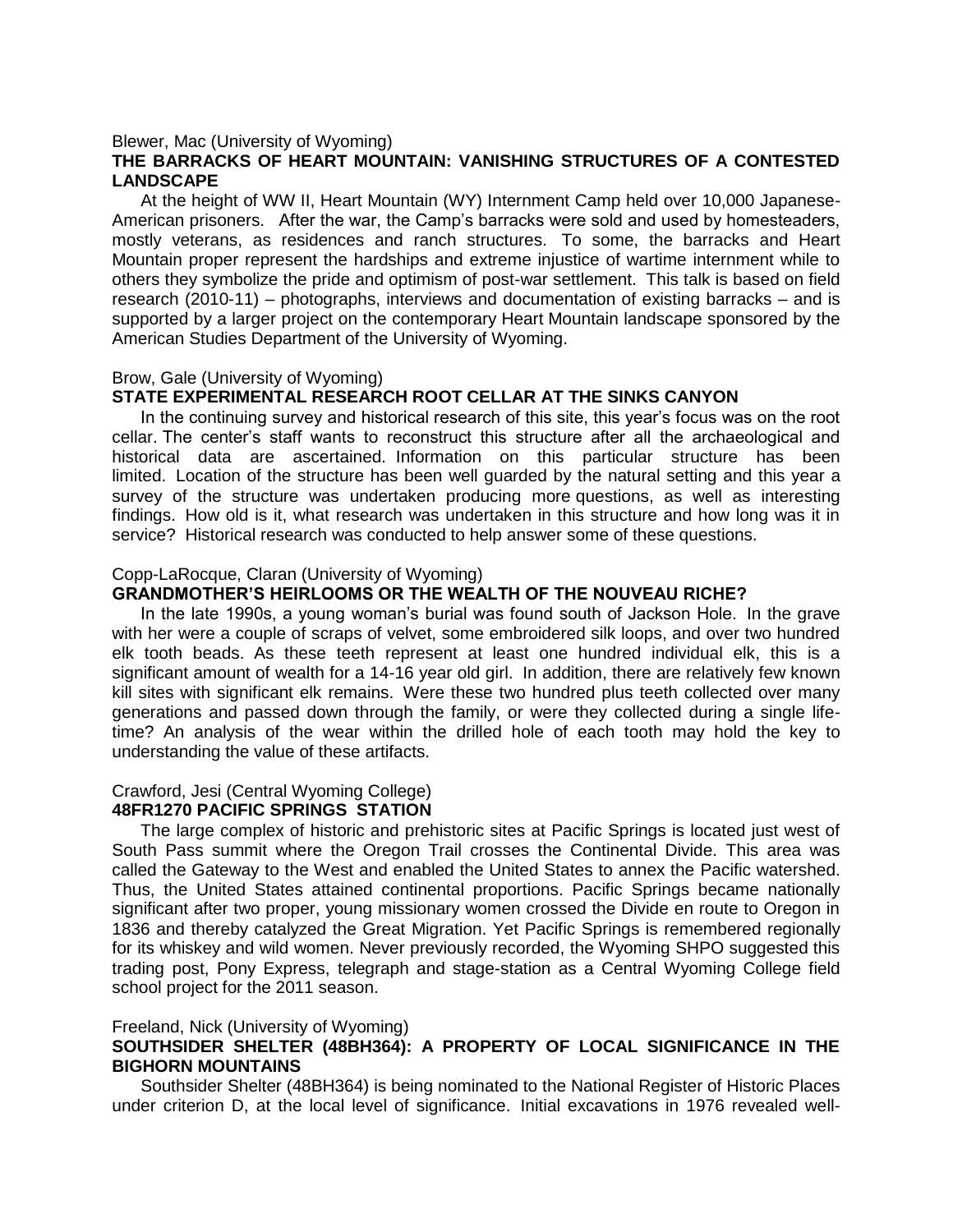Blewer, Mac (University of Wyoming)

**THE BARRACKS OF HEART MOUNTAIN: VANISHING STRUCTURES OF A CONTESTED LANDSCAPE**

At the height of WW II, Heart Mountain (WY) Internment Camp held over 10,000 Japanese-American prisoners. After the war, the Camp's barracks were sold and used by homesteaders, mostly veterans, as residences and ranch structures. To some, the barracks and Heart Mountain proper represent the hardships and extreme injustice of wartime internment while to others they symbolize the pride and optimism of post-war settlement. This talk is based on field research (2010-11) – photographs, interviews and documentation of existing barracks – and is supported by a larger project on the contemporary Heart Mountain landscape sponsored by the American Studies Department of the University of Wyoming.

Brow, Gale (University of Wyoming)

**STATE EXPERIMENTAL RESEARCH ROOT CELLAR AT THE SINKS CANYON**

In the continuing survey and historical research of this site, this year's focus was on the root cellar. The center's staff wants to reconstruct this structure after all the archaeological and historical data are ascertained. Information on this particular structure has been limited. Location of the structure has been well guarded by the natural setting and this year a survey of the structure was undertaken producing more questions, as well as interesting findings. How old is it, what research was undertaken in this structure and how long was it in service? Historical research was conducted to help answer some of these questions.

Copp-LaRocque, Claran (University of Wyoming)

**GRANDMOTHER'S HEIRLOOMS OR THE WEALTH OF THE NOUVEAU RICHE?**

In the late 1990s, a young woman's burial was found south of Jackson Hole. In the grave with her were a couple of scraps of velvet, some embroidered silk loops, and over two hundred elk tooth beads. As these teeth represent at least one hundred individual elk, this is a significant amount of wealth for a 14-16 year old girl. In addition, there are relatively few known kill sites with significant elk remains. Were these two hundred plus teeth collected over many generations and passed down through the family, or were they collected during a single life-time? An analysis of the wear within the drilled hole of each tooth may hold the key to understanding the value of these artifacts.

Crawford, Jesi (Central Wyoming College)

**48FR1270 PACIFIC SPRINGS STATION**

The large complex of historic and prehistoric sites at Pacific Springs is located just west of South Pass summit where the Oregon Trail crosses the Continental Divide. This area was called the Gateway to the West and enabled the United States to annex the Pacific watershed. Thus, the United States attained continental proportions. Pacific Springs became nationally significant after two proper, young missionary women crossed the Divide en route to Oregon in 1836 and thereby catalyzed the Great Migration. Yet Pacific Springs is remembered regionally for its whiskey and wild women. Never previously recorded, the Wyoming SHPO suggested this trading post, Pony Express, telegraph and stage-station as a Central Wyoming College field school project for the 2011 season.

Freeland, Nick (University of Wyoming)

**SOUTHSIDER SHELTER (48BH364): A PROPERTY OF LOCAL SIGNIFICANCE IN THE BIGHORN MOUNTAINS**

Southsider Shelter (48BH364) is being nominated to the National Register of Historic Places under criterion D, at the local level of significance. Initial excavations in 1976 revealed well-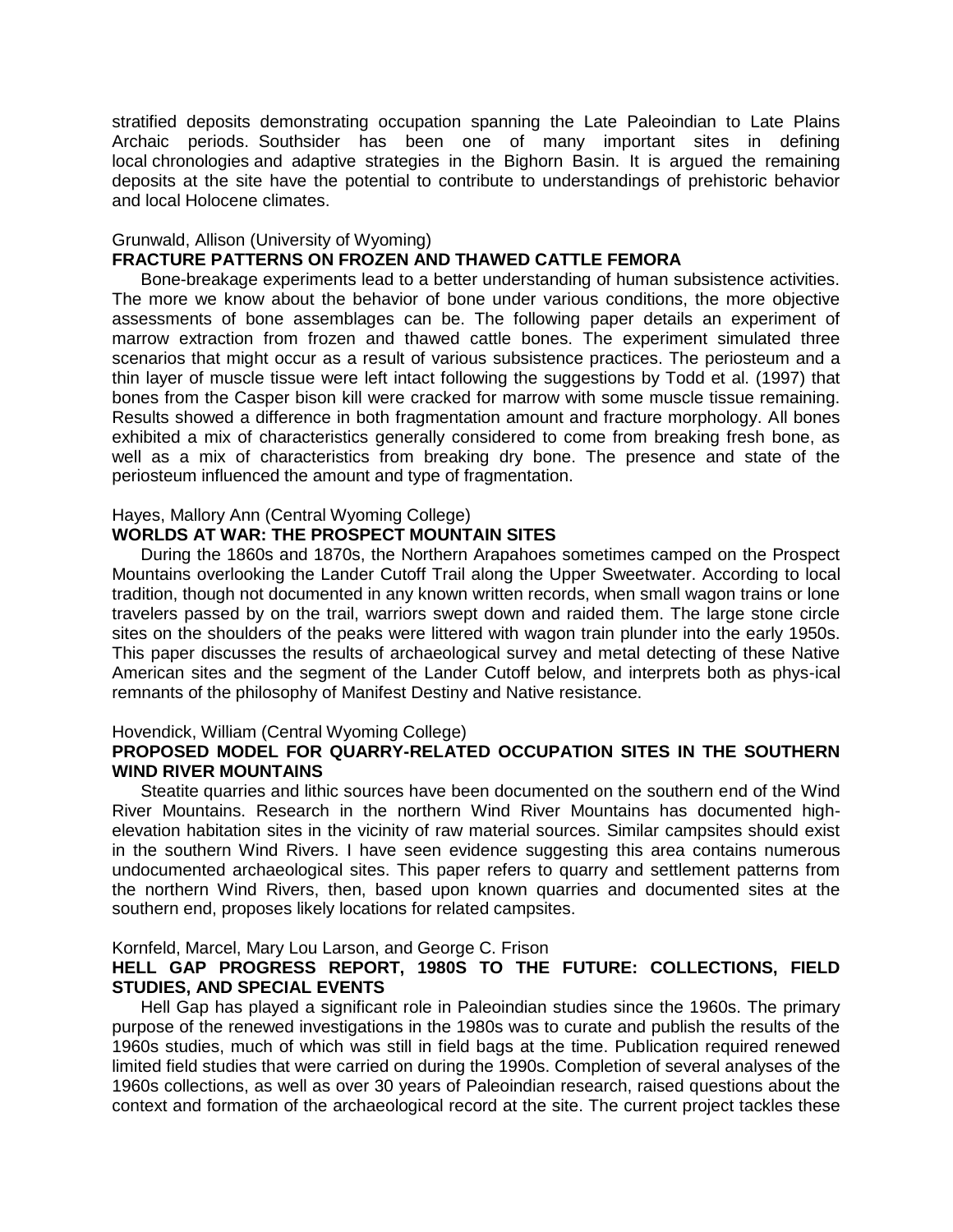stratified deposits demonstrating occupation spanning the Late Paleoindian to Late Plains Archaic periods. Southsider has been one of many important sites in defining local chronologies and adaptive strategies in the Bighorn Basin. It is argued the remaining deposits at the site have the potential to contribute to understandings of prehistoric behavior and local Holocene climates.

Grunwald, Allison (University of Wyoming)

**FRACTURE PATTERNS ON FROZEN AND THAWED CATTLE FEMORA**

Bone-breakage experiments lead to a better understanding of human subsistence activities. The more we know about the behavior of bone under various conditions, the more objective assessments of bone assemblages can be. The following paper details an experiment of marrow extraction from frozen and thawed cattle bones. The experiment simulated three scenarios that might occur as a result of various subsistence practices. The periosteum and a thin layer of muscle tissue were left intact following the suggestions by Todd et al. (1997) that bones from the Casper bison kill were cracked for marrow with some muscle tissue remaining. Results showed a difference in both fragmentation amount and fracture morphology. All bones exhibited a mix of characteristics generally considered to come from breaking fresh bone, as well as a mix of characteristics from breaking dry bone. The presence and state of the periosteum influenced the amount and type of fragmentation.

Hayes, Mallory Ann (Central Wyoming College)

**WORLDS AT WAR: THE PROSPECT MOUNTAIN SITES**

During the 1860s and 1870s, the Northern Arapahoes sometimes camped on the Prospect Mountains overlooking the Lander Cutoff Trail along the Upper Sweetwater. According to local tradition, though not documented in any known written records, when small wagon trains or lone travelers passed by on the trail, warriors swept down and raided them. The large stone circle sites on the shoulders of the peaks were littered with wagon train plunder into the early 1950s. This paper discusses the results of archaeological survey and metal detecting of these Native American sites and the segment of the Lander Cutoff below, and interprets both as phys-ical remnants of the philosophy of Manifest Destiny and Native resistance.

Hovendick, William (Central Wyoming College)

**PROPOSED MODEL FOR QUARRY-RELATED OCCUPATION SITES IN THE SOUTHERN WIND RIVER MOUNTAINS**

Steatite quarries and lithic sources have been documented on the southern end of the Wind River Mountains. Research in the northern Wind River Mountains has documented high-elevation habitation sites in the vicinity of raw material sources. Similar campsites should exist in the southern Wind Rivers. I have seen evidence suggesting this area contains numerous undocumented archaeological sites. This paper refers to quarry and settlement patterns from the northern Wind Rivers, then, based upon known quarries and documented sites at the southern end, proposes likely locations for related campsites.

Kornfeld, Marcel, Mary Lou Larson, and George C. Frison

**HELL GAP PROGRESS REPORT, 1980S TO THE FUTURE: COLLECTIONS, FIELD STUDIES, AND SPECIAL EVENTS**

Hell Gap has played a significant role in Paleoindian studies since the 1960s. The primary purpose of the renewed investigations in the 1980s was to curate and publish the results of the 1960s studies, much of which was still in field bags at the time. Publication required renewed limited field studies that were carried on during the 1990s. Completion of several analyses of the 1960s collections, as well as over 30 years of Paleoindian research, raised questions about the context and formation of the archaeological record at the site. The current project tackles these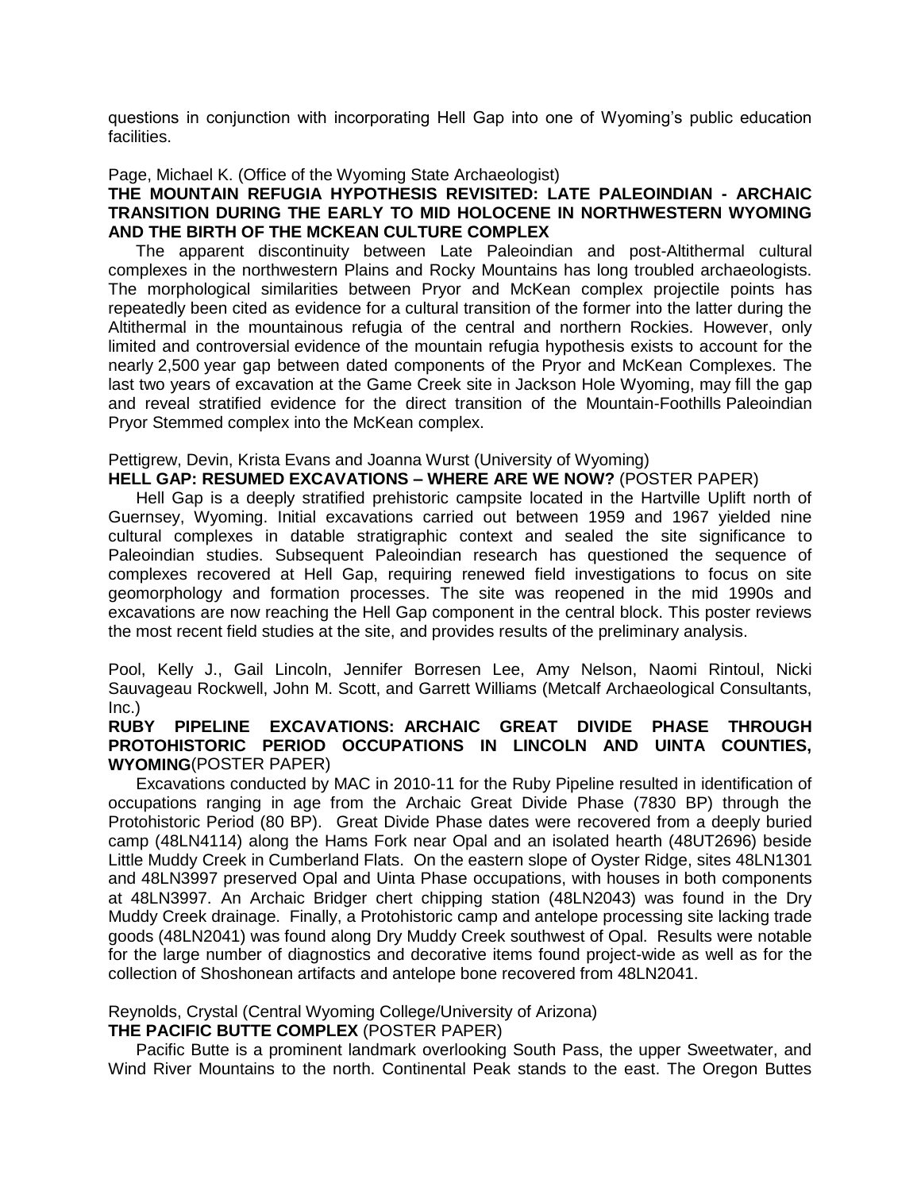questions in conjunction with incorporating Hell Gap into one of Wyoming's public education facilities.

Page, Michael K. (Office of the Wyoming State Archaeologist)

**THE MOUNTAIN REFUGIA HYPOTHESIS REVISITED: LATE PALEOINDIAN - ARCHAIC TRANSITION DURING THE EARLY TO MID HOLOCENE IN NORTHWESTERN WYOMING AND THE BIRTH OF THE MCKEAN CULTURE COMPLEX**

The apparent discontinuity between Late Paleoindian and post-Altithermal cultural complexes in the northwestern Plains and Rocky Mountains has long troubled archaeologists. The morphological similarities between Pryor and McKean complex projectile points has repeatedly been cited as evidence for a cultural transition of the former into the latter during the Altithermal in the mountainous refugia of the central and northern Rockies. However, only limited and controversial evidence of the mountain refugia hypothesis exists to account for the nearly 2,500 year gap between dated components of the Pryor and McKean Complexes. The last two years of excavation at the Game Creek site in Jackson Hole Wyoming, may fill the gap and reveal stratified evidence for the direct transition of the Mountain-Foothills Paleoindian Pryor Stemmed complex into the McKean complex.

Pettigrew, Devin, Krista Evans and Joanna Wurst (University of Wyoming)

**HELL GAP: RESUMED EXCAVATIONS – WHERE ARE WE NOW?** (POSTER PAPER)

Hell Gap is a deeply stratified prehistoric campsite located in the Hartville Uplift north of Guernsey, Wyoming. Initial excavations carried out between 1959 and 1967 yielded nine cultural complexes in datable stratigraphic context and sealed the site significance to Paleoindian studies. Subsequent Paleoindian research has questioned the sequence of complexes recovered at Hell Gap, requiring renewed field investigations to focus on site geomorphology and formation processes. The site was reopened in the mid 1990s and excavations are now reaching the Hell Gap component in the central block. This poster reviews the most recent field studies at the site, and provides results of the preliminary analysis.

Pool, Kelly J., Gail Lincoln, Jennifer Borresen Lee, Amy Nelson, Naomi Rintoul, Nicki Sauvageau Rockwell, John M. Scott, and Garrett Williams (Metcalf Archaeological Consultants, Inc.)

**RUBY PIPELINE EXCAVATIONS: ARCHAIC GREAT DIVIDE PHASE THROUGH PROTOHISTORIC PERIOD OCCUPATIONS IN LINCOLN AND UINTA COUNTIES, WYOMING**(POSTER PAPER)

Excavations conducted by MAC in 2010-11 for the Ruby Pipeline resulted in identification of occupations ranging in age from the Archaic Great Divide Phase (7830 BP) through the Protohistoric Period (80 BP). Great Divide Phase dates were recovered from a deeply buried camp (48LN4114) along the Hams Fork near Opal and an isolated hearth (48UT2696) beside Little Muddy Creek in Cumberland Flats. On the eastern slope of Oyster Ridge, sites 48LN1301 and 48LN3997 preserved Opal and Uinta Phase occupations, with houses in both components at 48LN3997. An Archaic Bridger chert chipping station (48LN2043) was found in the Dry Muddy Creek drainage. Finally, a Protohistoric camp and antelope processing site lacking trade goods (48LN2041) was found along Dry Muddy Creek southwest of Opal. Results were notable for the large number of diagnostics and decorative items found project-wide as well as for the collection of Shoshonean artifacts and antelope bone recovered from 48LN2041.

Reynolds, Crystal (Central Wyoming College/University of Arizona)

**THE PACIFIC BUTTE COMPLEX** (POSTER PAPER)

Pacific Butte is a prominent landmark overlooking South Pass, the upper Sweetwater, and Wind River Mountains to the north. Continental Peak stands to the east. The Oregon Buttes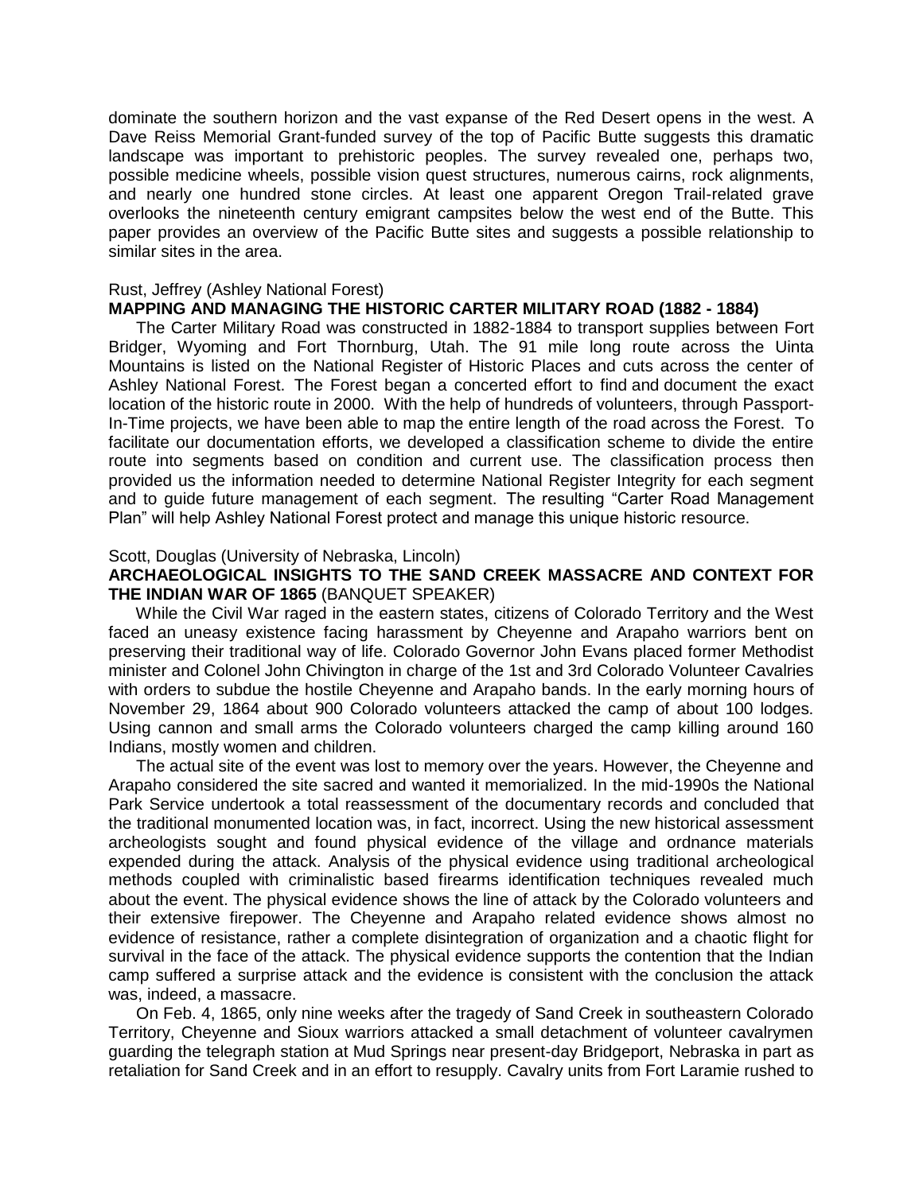dominate the southern horizon and the vast expanse of the Red Desert opens in the west. A Dave Reiss Memorial Grant-funded survey of the top of Pacific Butte suggests this dramatic landscape was important to prehistoric peoples. The survey revealed one, perhaps two, possible medicine wheels, possible vision quest structures, numerous cairns, rock alignments, and nearly one hundred stone circles. At least one apparent Oregon Trail-related grave overlooks the nineteenth century emigrant campsites below the west end of the Butte. This paper provides an overview of the Pacific Butte sites and suggests a possible relationship to similar sites in the area.

Rust, Jeffrey (Ashley National Forest)

**MAPPING AND MANAGING THE HISTORIC CARTER MILITARY ROAD (1882 - 1884)**

The Carter Military Road was constructed in 1882-1884 to transport supplies between Fort Bridger, Wyoming and Fort Thornburg, Utah. The 91 mile long route across the Uinta Mountains is listed on the National Register of Historic Places and cuts across the center of Ashley National Forest. The Forest began a concerted effort to find and document the exact location of the historic route in 2000. With the help of hundreds of volunteers, through Passport-In-Time projects, we have been able to map the entire length of the road across the Forest. To facilitate our documentation efforts, we developed a classification scheme to divide the entire route into segments based on condition and current use. The classification process then provided us the information needed to determine National Register Integrity for each segment and to guide future management of each segment. The resulting "Carter Road Management Plan" will help Ashley National Forest protect and manage this unique historic resource.

Scott, Douglas (University of Nebraska, Lincoln)

**ARCHAEOLOGICAL INSIGHTS TO THE SAND CREEK MASSACRE AND CONTEXT FOR THE INDIAN WAR OF 1865** (BANQUET SPEAKER)

While the Civil War raged in the eastern states, citizens of Colorado Territory and the West faced an uneasy existence facing harassment by Cheyenne and Arapaho warriors bent on preserving their traditional way of life. Colorado Governor John Evans placed former Methodist minister and Colonel John Chivington in charge of the 1st and 3rd Colorado Volunteer Cavalries with orders to subdue the hostile Cheyenne and Arapaho bands. In the early morning hours of November 29, 1864 about 900 Colorado volunteers attacked the camp of about 100 lodges. Using cannon and small arms the Colorado volunteers charged the camp killing around 160 Indians, mostly women and children.

The actual site of the event was lost to memory over the years. However, the Cheyenne and Arapaho considered the site sacred and wanted it memorialized. In the mid-1990s the National Park Service undertook a total reassessment of the documentary records and concluded that the traditional monumented location was, in fact, incorrect. Using the new historical assessment archeologists sought and found physical evidence of the village and ordnance materials expended during the attack. Analysis of the physical evidence using traditional archeological methods coupled with criminalistic based firearms identification techniques revealed much about the event. The physical evidence shows the line of attack by the Colorado volunteers and their extensive firepower. The Cheyenne and Arapaho related evidence shows almost no evidence of resistance, rather a complete disintegration of organization and a chaotic flight for survival in the face of the attack. The physical evidence supports the contention that the Indian camp suffered a surprise attack and the evidence is consistent with the conclusion the attack was, indeed, a massacre.

On Feb. 4, 1865, only nine weeks after the tragedy of Sand Creek in southeastern Colorado Territory, Cheyenne and Sioux warriors attacked a small detachment of volunteer cavalrymen guarding the telegraph station at Mud Springs near present-day Bridgeport, Nebraska in part as retaliation for Sand Creek and in an effort to resupply. Cavalry units from Fort Laramie rushed to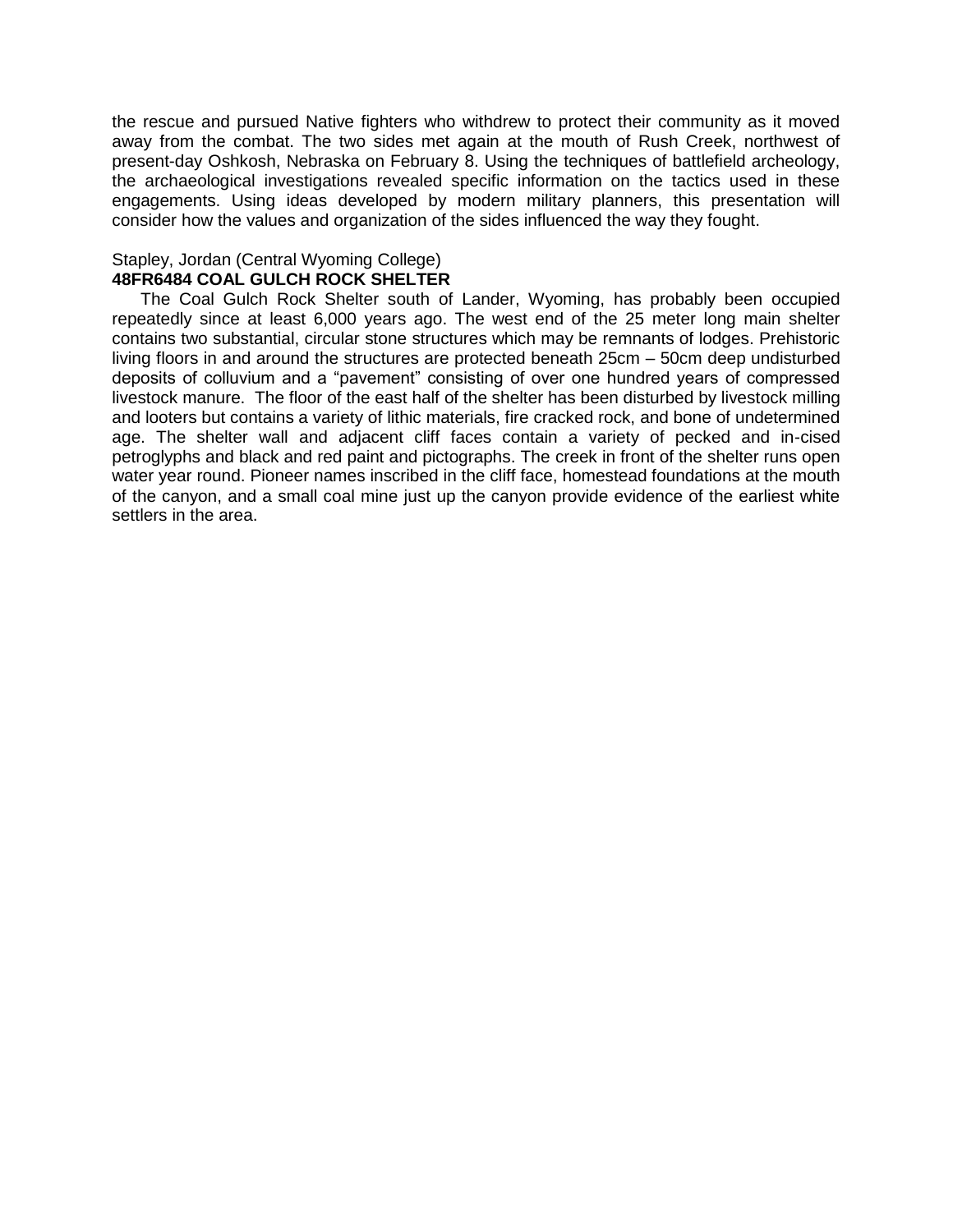the rescue and pursued Native fighters who withdrew to protect their community as it moved away from the combat. The two sides met again at the mouth of Rush Creek, northwest of present-day Oshkosh, Nebraska on February 8. Using the techniques of battlefield archeology, the archaeological investigations revealed specific information on the tactics used in these engagements. Using ideas developed by modern military planners, this presentation will consider how the values and organization of the sides influenced the way they fought.

Stapley, Jordan (Central Wyoming College)
**48FR6484 COAL GULCH ROCK SHELTER**

The Coal Gulch Rock Shelter south of Lander, Wyoming, has probably been occupied repeatedly since at least 6,000 years ago. The west end of the 25 meter long main shelter contains two substantial, circular stone structures which may be remnants of lodges. Prehistoric living floors in and around the structures are protected beneath 25cm – 50cm deep undisturbed deposits of colluvium and a "pavement" consisting of over one hundred years of compressed livestock manure. The floor of the east half of the shelter has been disturbed by livestock milling and looters but contains a variety of lithic materials, fire cracked rock, and bone of undetermined age. The shelter wall and adjacent cliff faces contain a variety of pecked and in-cised petroglyphs and black and red paint and pictographs. The creek in front of the shelter runs open water year round. Pioneer names inscribed in the cliff face, homestead foundations at the mouth of the canyon, and a small coal mine just up the canyon provide evidence of the earliest white settlers in the area.